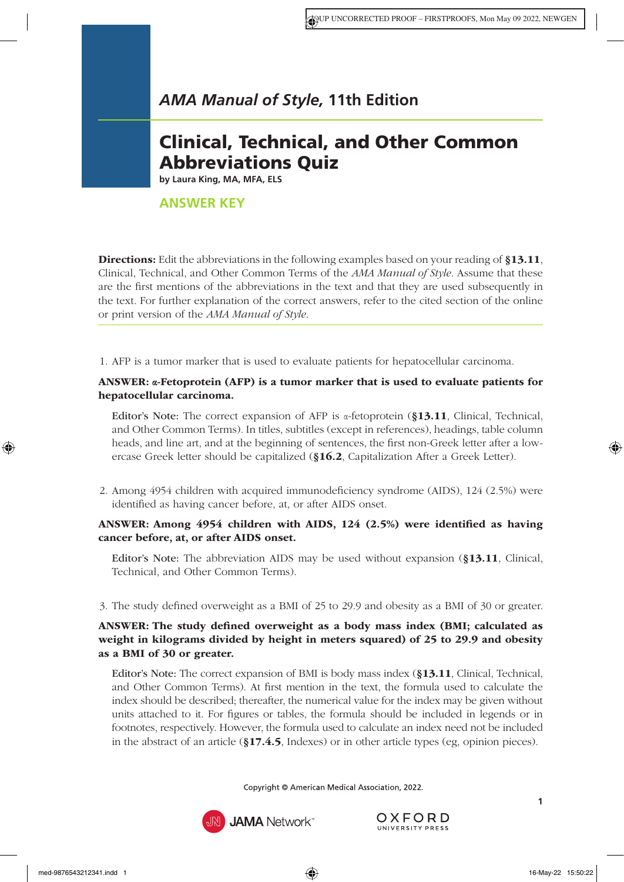## *AMA Manual of Style*, 11th Edition

# Clinical, Technical, and Other Common Abbreviations Quiz

**by Laura King, MA, MFA, ELS**

## ANSWER KEY

**Directions:** Edit the abbreviations in the following examples based on your reading of **§13.11**, Clinical, Technical, and Other Common Terms of the *AMA Manual of Style*. Assume that these are the first mentions of the abbreviations in the text and that they are used subsequently in the text. For further explanation of the correct answers, refer to the cited section of the online or print version of the *AMA Manual of Style*.

1. AFP is a tumor marker that is used to evaluate patients for hepatocellular carcinoma.

**ANSWER: α-Fetoprotein (AFP) is a tumor marker that is used to evaluate patients for hepatocellular carcinoma.**

Editor's Note: The correct expansion of AFP is α-fetoprotein (**§13.11**, Clinical, Technical, and Other Common Terms). In titles, subtitles (except in references), headings, table column heads, and line art, and at the beginning of sentences, the first non-Greek letter after a lowercase Greek letter should be capitalized (**§16.2**, Capitalization After a Greek Letter).

2. Among 4954 children with acquired immunodeficiency syndrome (AIDS), 124 (2.5%) were identified as having cancer before, at, or after AIDS onset.

**ANSWER: Among 4954 children with AIDS, 124 (2.5%) were identified as having cancer before, at, or after AIDS onset.**

Editor's Note: The abbreviation AIDS may be used without expansion (**§13.11**, Clinical, Technical, and Other Common Terms).

3. The study defined overweight as a BMI of 25 to 29.9 and obesity as a BMI of 30 or greater.

**ANSWER: The study defined overweight as a body mass index (BMI; calculated as weight in kilograms divided by height in meters squared) of 25 to 29.9 and obesity as a BMI of 30 or greater.**

Editor's Note: The correct expansion of BMI is body mass index (**§13.11**, Clinical, Technical, and Other Common Terms). At first mention in the text, the formula used to calculate the index should be described; thereafter, the numerical value for the index may be given without units attached to it. For figures or tables, the formula should be included in legends or in footnotes, respectively. However, the formula used to calculate an index need not be included in the abstract of an article (**§17.4.5**, Indexes) or in other article types (eg, opinion pieces).

Copyright © American Medical Association, 2022.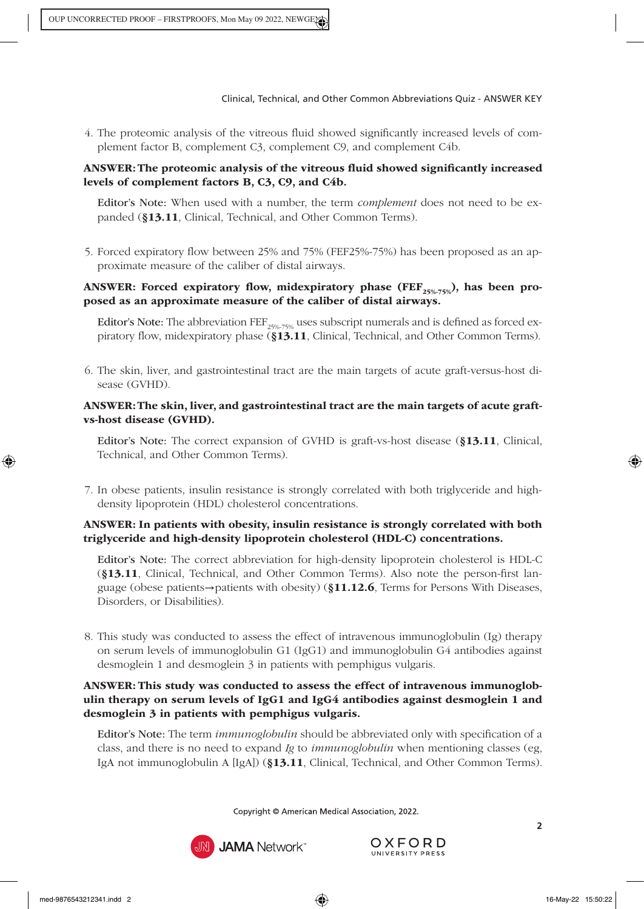4. The proteomic analysis of the vitreous fluid showed significantly increased levels of complement factor B, complement C3, complement C9, and complement C4b.

**ANSWER: The proteomic analysis of the vitreous fluid showed significantly increased levels of complement factors B, C3, C9, and C4b.**

Editor's Note: When used with a number, the term *complement* does not need to be expanded (**§13.11**, Clinical, Technical, and Other Common Terms).

5. Forced expiratory flow between 25% and 75% (FEF25%-75%) has been proposed as an approximate measure of the caliber of distal airways.

**ANSWER: Forced expiratory flow, midexpiratory phase ($FEF_{25\%\text{-}75\%}$), has been proposed as an approximate measure of the caliber of distal airways.**

Editor's Note: The abbreviation $FEF_{25\%\text{-}75\%}$ uses subscript numerals and is defined as forced expiratory flow, midexpiratory phase (**§13.11**, Clinical, Technical, and Other Common Terms).

6. The skin, liver, and gastrointestinal tract are the main targets of acute graft-versus-host disease (GVHD).

**ANSWER: The skin, liver, and gastrointestinal tract are the main targets of acute graft-vs-host disease (GVHD).**

Editor's Note: The correct expansion of GVHD is graft-vs-host disease (**§13.11**, Clinical, Technical, and Other Common Terms).

7. In obese patients, insulin resistance is strongly correlated with both triglyceride and high-density lipoprotein (HDL) cholesterol concentrations.

**ANSWER: In patients with obesity, insulin resistance is strongly correlated with both triglyceride and high-density lipoprotein cholesterol (HDL-C) concentrations.**

Editor's Note: The correct abbreviation for high-density lipoprotein cholesterol is HDL-C (**§13.11**, Clinical, Technical, and Other Common Terms). Also note the person-first language (obese patients→patients with obesity) (**§11.12.6**, Terms for Persons With Diseases, Disorders, or Disabilities).

8. This study was conducted to assess the effect of intravenous immunoglobulin (Ig) therapy on serum levels of immunoglobulin G1 (IgG1) and immunoglobulin G4 antibodies against desmoglein 1 and desmoglein 3 in patients with pemphigus vulgaris.

**ANSWER: This study was conducted to assess the effect of intravenous immunoglobulin therapy on serum levels of IgG1 and IgG4 antibodies against desmoglein 1 and desmoglein 3 in patients with pemphigus vulgaris.**

Editor's Note: The term *immunoglobulin* should be abbreviated only with specification of a class, and there is no need to expand *Ig* to *immunoglobulin* when mentioning classes (eg, IgA not immunoglobulin A [IgA]) (**§13.11**, Clinical, Technical, and Other Common Terms).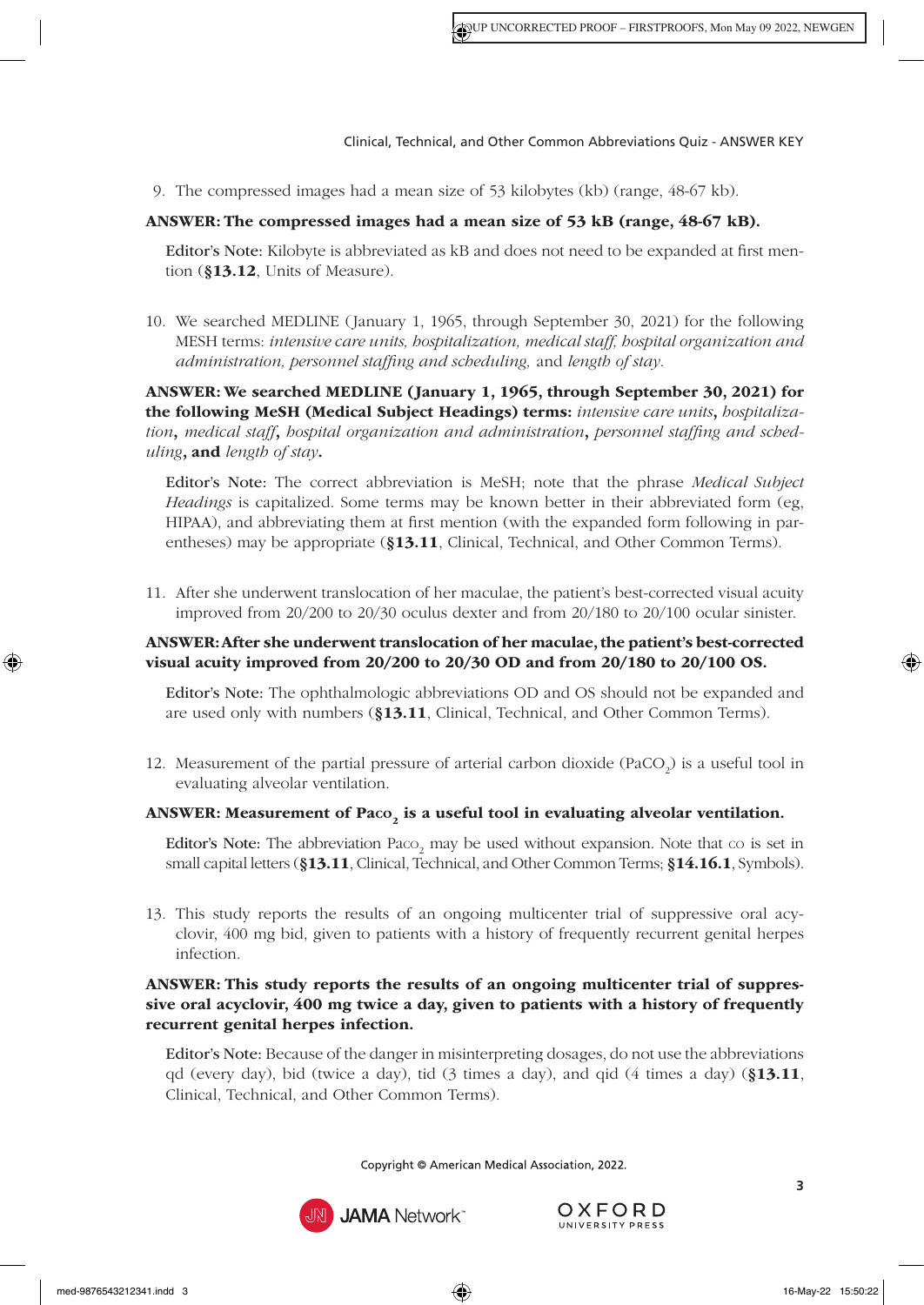9. The compressed images had a mean size of 53 kilobytes (kb) (range, 48-67 kb).

**ANSWER: The compressed images had a mean size of 53 kB (range, 48-67 kB).**

Editor's Note: Kilobyte is abbreviated as kB and does not need to be expanded at first mention (**§13.12**, Units of Measure).

10. We searched MEDLINE (January 1, 1965, through September 30, 2021) for the following MESH terms: *intensive care units, hospitalization, medical staff, hospital organization and administration, personnel staffing and scheduling,* and *length of stay.*

**ANSWER: We searched MEDLINE (January 1, 1965, through September 30, 2021) for the following MeSH (Medical Subject Headings) terms:** *intensive care units*, *hospitalization*, *medical staff*, *hospital organization and administration*, *personnel staffing and scheduling*, **and** *length of stay*.

Editor's Note: The correct abbreviation is MeSH; note that the phrase *Medical Subject Headings* is capitalized. Some terms may be known better in their abbreviated form (eg, HIPAA), and abbreviating them at first mention (with the expanded form following in parentheses) may be appropriate (**§13.11**, Clinical, Technical, and Other Common Terms).

11. After she underwent translocation of her maculae, the patient's best-corrected visual acuity improved from 20/200 to 20/30 oculus dexter and from 20/180 to 20/100 ocular sinister.

**ANSWER: After she underwent translocation of her maculae, the patient's best-corrected visual acuity improved from 20/200 to 20/30 OD and from 20/180 to 20/100 OS.**

Editor's Note: The ophthalmologic abbreviations OD and OS should not be expanded and are used only with numbers (**§13.11**, Clinical, Technical, and Other Common Terms).

12. Measurement of the partial pressure of arterial carbon dioxide ($PaCO_2$) is a useful tool in evaluating alveolar ventilation.

**ANSWER: Measurement of $Paco_2$ is a useful tool in evaluating alveolar ventilation.**

Editor's Note: The abbreviation $Paco_2$ may be used without expansion. Note that co is set in small capital letters (**§13.11**, Clinical, Technical, and Other Common Terms; **§14.16.1**, Symbols).

13. This study reports the results of an ongoing multicenter trial of suppressive oral acyclovir, 400 mg bid, given to patients with a history of frequently recurrent genital herpes infection.

**ANSWER: This study reports the results of an ongoing multicenter trial of suppressive oral acyclovir, 400 mg twice a day, given to patients with a history of frequently recurrent genital herpes infection.**

Editor's Note: Because of the danger in misinterpreting dosages, do not use the abbreviations qd (every day), bid (twice a day), tid (3 times a day), and qid (4 times a day) (**§13.11**, Clinical, Technical, and Other Common Terms).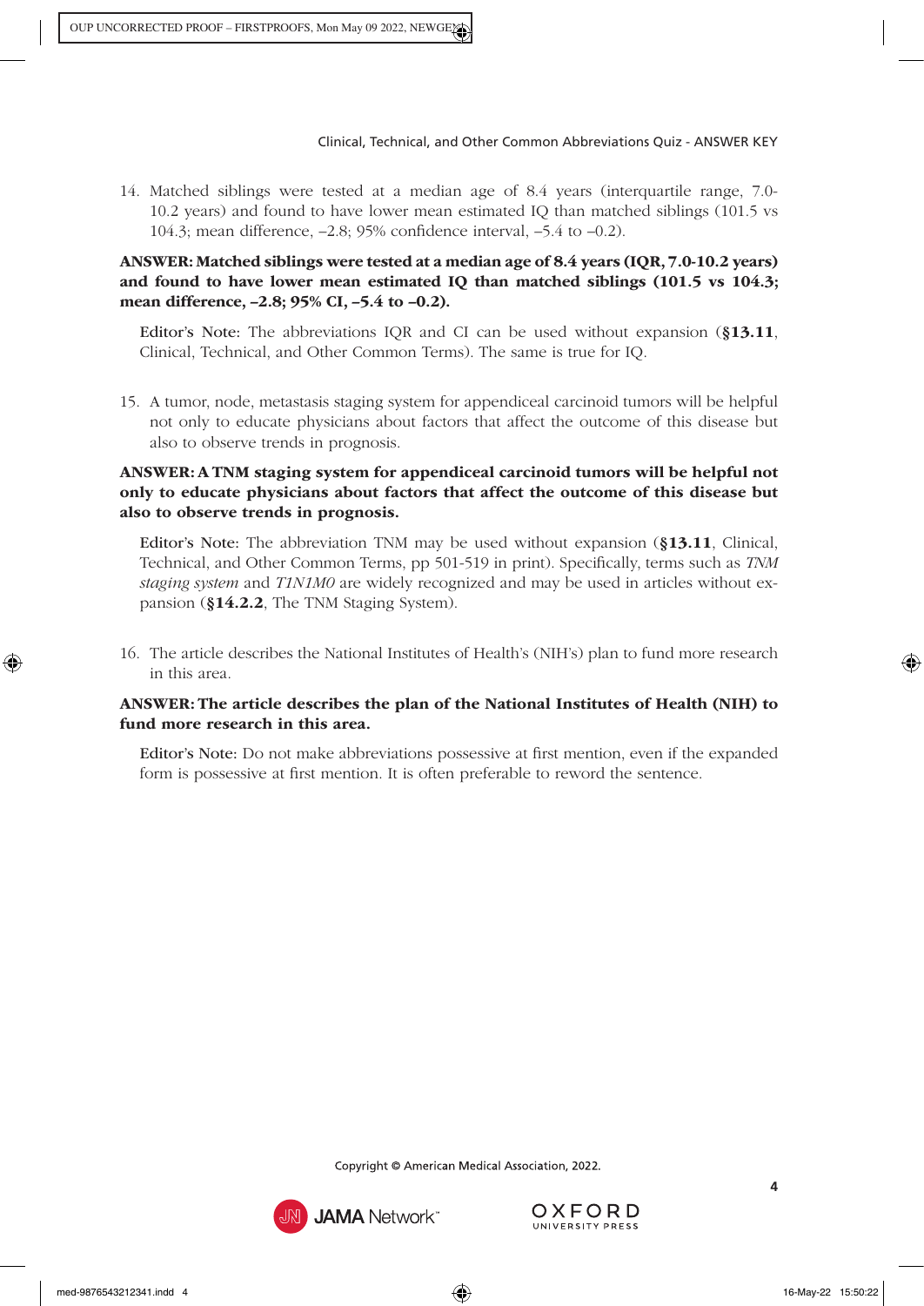14. Matched siblings were tested at a median age of 8.4 years (interquartile range, 7.0-10.2 years) and found to have lower mean estimated IQ than matched siblings (101.5 vs 104.3; mean difference, –2.8; 95% confidence interval, –5.4 to –0.2).

**ANSWER: Matched siblings were tested at a median age of 8.4 years (IQR, 7.0-10.2 years) and found to have lower mean estimated IQ than matched siblings (101.5 vs 104.3; mean difference, –2.8; 95% CI, –5.4 to –0.2).**

Editor's Note: The abbreviations IQR and CI can be used without expansion (**§13.11**, Clinical, Technical, and Other Common Terms). The same is true for IQ.

15. A tumor, node, metastasis staging system for appendiceal carcinoid tumors will be helpful not only to educate physicians about factors that affect the outcome of this disease but also to observe trends in prognosis.

**ANSWER: A TNM staging system for appendiceal carcinoid tumors will be helpful not only to educate physicians about factors that affect the outcome of this disease but also to observe trends in prognosis.**

Editor's Note: The abbreviation TNM may be used without expansion (**§13.11**, Clinical, Technical, and Other Common Terms, pp 501-519 in print). Specifically, terms such as *TNM staging system* and *T1N1M0* are widely recognized and may be used in articles without expansion (**§14.2.2**, The TNM Staging System).

16. The article describes the National Institutes of Health's (NIH's) plan to fund more research in this area.

**ANSWER: The article describes the plan of the National Institutes of Health (NIH) to fund more research in this area.**

Editor's Note: Do not make abbreviations possessive at first mention, even if the expanded form is possessive at first mention. It is often preferable to reword the sentence.

Copyright © American Medical Association, 2022.